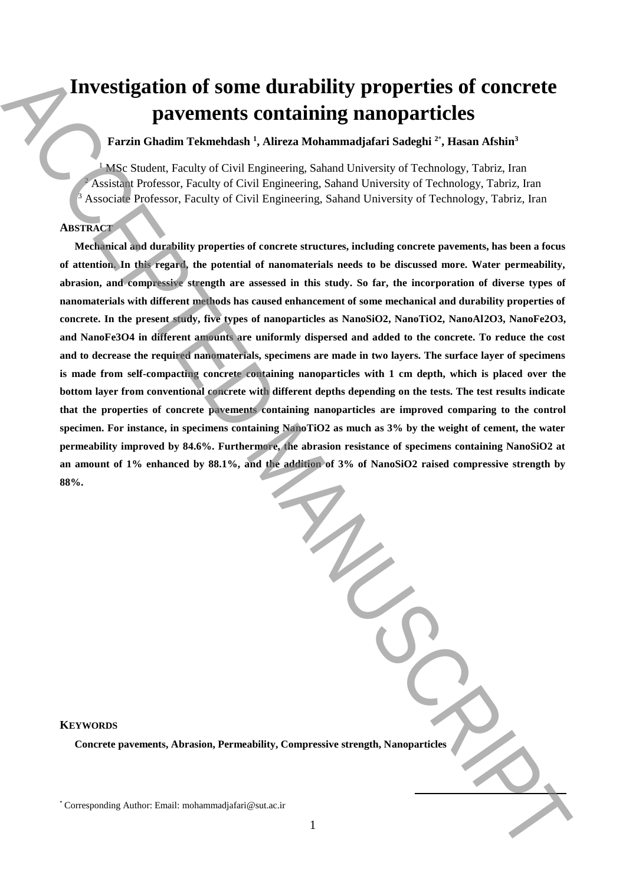# Investigation of some durability properties of concrete pavements containing nanoparticles

**Farzin Ghadim Tekmehdash [1], Alireza Mohammadjafari Sadeghi [2*], Hasan Afshin[3]**

[1] MSc Student, Faculty of Civil Engineering, Sahand University of Technology, Tabriz, Iran
[2] Assistant Professor, Faculty of Civil Engineering, Sahand University of Technology, Tabriz, Iran
[3] Associate Professor, Faculty of Civil Engineering, Sahand University of Technology, Tabriz, Iran

## ABSTRACT

**Mechanical and durability properties of concrete structures, including concrete pavements, has been a focus of attention. In this regard, the potential of nanomaterials needs to be discussed more. Water permeability, abrasion, and compressive strength are assessed in this study. So far, the incorporation of diverse types of nanomaterials with different methods has caused enhancement of some mechanical and durability properties of concrete. In the present study, five types of nanoparticles as NanoSiO2, NanoTiO2, NanoAl2O3, NanoFe2O3, and NanoFe3O4 in different amounts are uniformly dispersed and added to the concrete. To reduce the cost and to decrease the required nanomaterials, specimens are made in two layers. The surface layer of specimens is made from self-compacting concrete containing nanoparticles with 1 cm depth, which is placed over the bottom layer from conventional concrete with different depths depending on the tests. The test results indicate that the properties of concrete pavements containing nanoparticles are improved comparing to the control specimen. For instance, in specimens containing NanoTiO2 as much as 3% by the weight of cement, the water permeability improved by 84.6%. Furthermore, the abrasion resistance of specimens containing NanoSiO2 at an amount of 1% enhanced by 88.1%, and the addition of 3% of NanoSiO2 raised compressive strength by 88%.**

## KEYWORDS

**Concrete pavements, Abrasion, Permeability, Compressive strength, Nanoparticles**

---

[*] Corresponding Author: Email: mohammadjafari@sut.ac.ir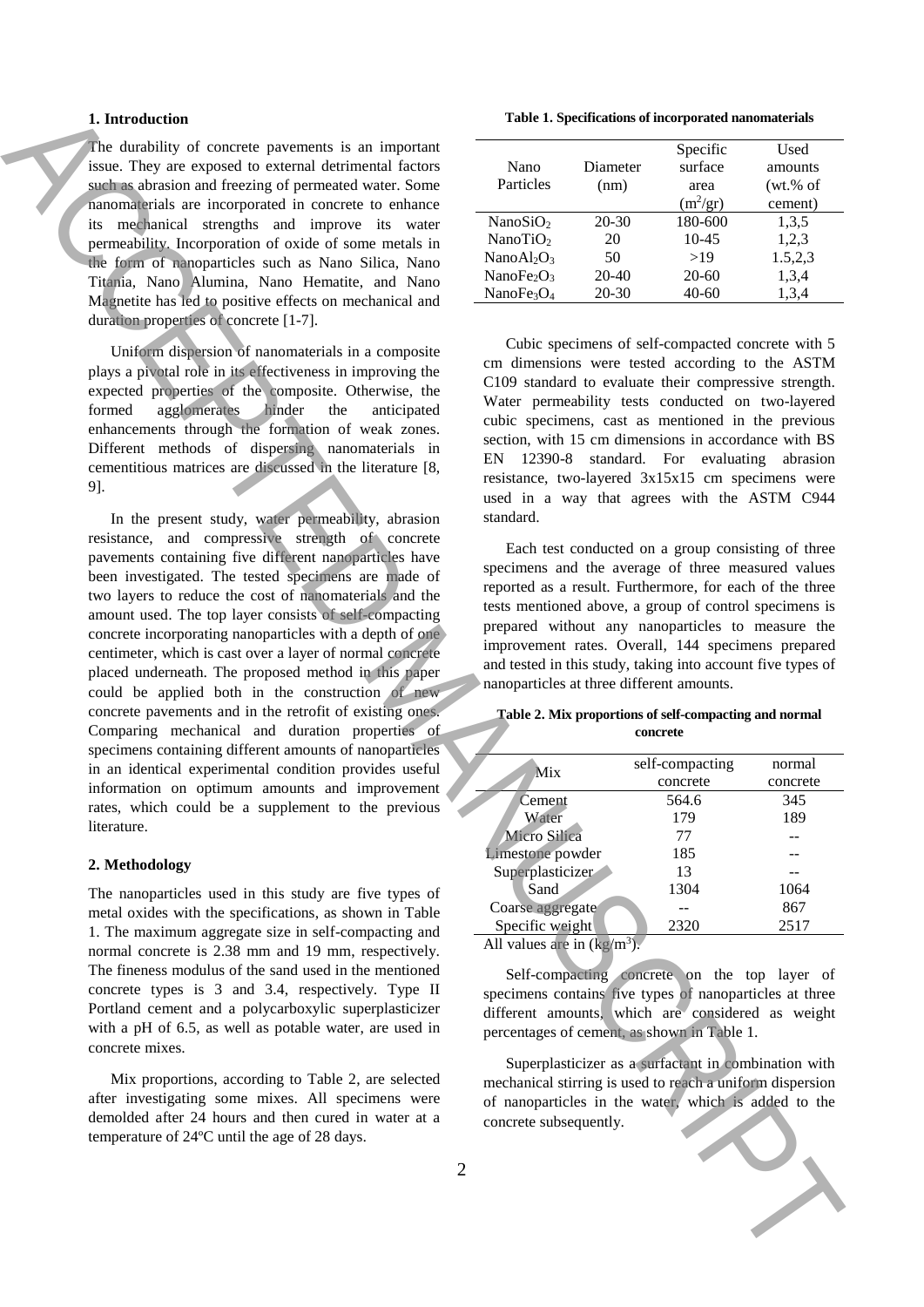## 1. Introduction

The durability of concrete pavements is an important issue. They are exposed to external detrimental factors such as abrasion and freezing of permeated water. Some nanomaterials are incorporated in concrete to enhance its mechanical strengths and improve its water permeability. Incorporation of oxide of some metals in the form of nanoparticles such as Nano Silica, Nano Titania, Nano Alumina, Nano Hematite, and Nano Magnetite has led to positive effects on mechanical and duration properties of concrete [1-7].

Uniform dispersion of nanomaterials in a composite plays a pivotal role in its effectiveness in improving the expected properties of the composite. Otherwise, the formed agglomerates hinder the anticipated enhancements through the formation of weak zones. Different methods of dispersing nanomaterials in cementitious matrices are discussed in the literature [8, 9].

In the present study, water permeability, abrasion resistance, and compressive strength of concrete pavements containing five different nanoparticles have been investigated. The tested specimens are made of two layers to reduce the cost of nanomaterials and the amount used. The top layer consists of self-compacting concrete incorporating nanoparticles with a depth of one centimeter, which is cast over a layer of normal concrete placed underneath. The proposed method in this paper could be applied both in the construction of new concrete pavements and in the retrofit of existing ones. Comparing mechanical and duration properties of specimens containing different amounts of nanoparticles in an identical experimental condition provides useful information on optimum amounts and improvement rates, which could be a supplement to the previous literature.

## 2. Methodology

The nanoparticles used in this study are five types of metal oxides with the specifications, as shown in Table 1. The maximum aggregate size in self-compacting and normal concrete is 2.38 mm and 19 mm, respectively. The fineness modulus of the sand used in the mentioned concrete types is 3 and 3.4, respectively. Type II Portland cement and a polycarboxylic superplasticizer with a pH of 6.5, as well as potable water, are used in concrete mixes.

Mix proportions, according to Table 2, are selected after investigating some mixes. All specimens were demolded after 24 hours and then cured in water at a temperature of 24ºC until the age of 28 days.

**Table 1. Specifications of incorporated nanomaterials**

| Nano Particles | Diameter (nm) | Specific surface area ($m^2/gr$) | Used amounts (wt.% of cement) |
|---|---|---|---|
| Nano$SiO_2$ | 20-30 | 180-600 | 1,3,5 |
| Nano$TiO_2$ | 20 | 10-45 | 1,2,3 |
| Nano$Al_2O_3$ | 50 | >19 | 1.5,2,3 |
| Nano$Fe_2O_3$ | 20-40 | 20-60 | 1,3,4 |
| Nano$Fe_3O_4$ | 20-30 | 40-60 | 1,3,4 |

Cubic specimens of self-compacted concrete with 5 cm dimensions were tested according to the ASTM C109 standard to evaluate their compressive strength. Water permeability tests conducted on two-layered cubic specimens, cast as mentioned in the previous section, with 15 cm dimensions in accordance with BS EN 12390-8 standard. For evaluating abrasion resistance, two-layered 3x15x15 cm specimens were used in a way that agrees with the ASTM C944 standard.

Each test conducted on a group consisting of three specimens and the average of three measured values reported as a result. Furthermore, for each of the three tests mentioned above, a group of control specimens is prepared without any nanoparticles to measure the improvement rates. Overall, 144 specimens prepared and tested in this study, taking into account five types of nanoparticles at three different amounts.

**Table 2. Mix proportions of self-compacting and normal concrete**

| Mix | self-compacting concrete | normal concrete |
|---|---|---|
| Cement | 564.6 | 345 |
| Water | 179 | 189 |
| Micro Silica | 77 | -- |
| Limestone powder | 185 | -- |
| Superplasticizer | 13 | -- |
| Sand | 1304 | 1064 |
| Coarse aggregate | -- | 867 |
| Specific weight | 2320 | 2517 |

All values are in ($kg/m^3$).

Self-compacting concrete on the top layer of specimens contains five types of nanoparticles at three different amounts, which are considered as weight percentages of cement, as shown in Table 1.

Superplasticizer as a surfactant in combination with mechanical stirring is used to reach a uniform dispersion of nanoparticles in the water, which is added to the concrete subsequently.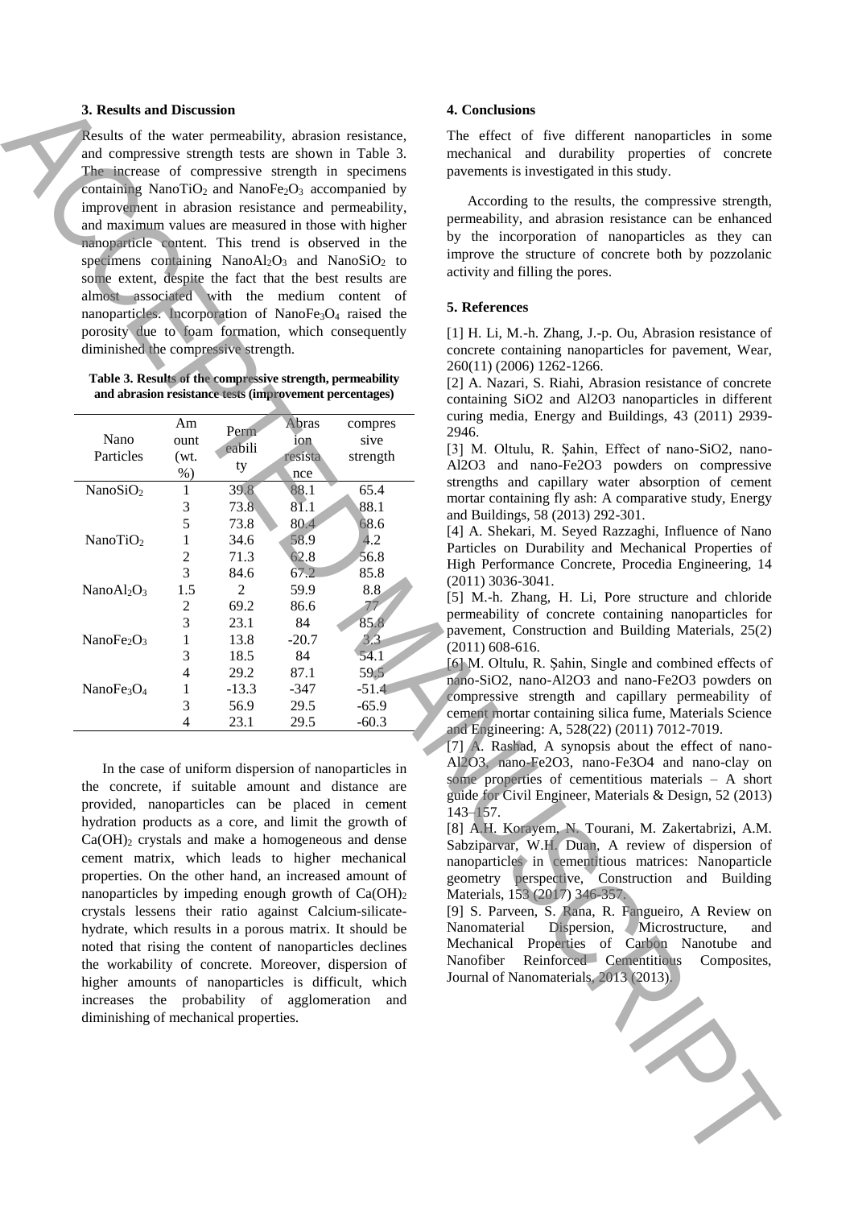## 3. Results and Discussion

Results of the water permeability, abrasion resistance, and compressive strength tests are shown in Table 3. The increase of compressive strength in specimens containing Nano$TiO_2$ and Nano$Fe_2O_3$ accompanied by improvement in abrasion resistance and permeability, and maximum values are measured in those with higher nanoparticle content. This trend is observed in the specimens containing Nano$Al_2O_3$ and Nano$SiO_2$ to some extent, despite the fact that the best results are almost associated with the medium content of nanoparticles. Incorporation of Nano$Fe_3O_4$ raised the porosity due to foam formation, which consequently diminished the compressive strength.

**Table 3. Results of the compressive strength, permeability and abrasion resistance tests (improvement percentages)**

| Nano Particles | Amount (wt. %) | Permeability | Abrasion resistance | compressive strength |
|---|---|---|---|---|
| Nano$SiO_2$ | 1 | 39.8 | 88.1 | 65.4 |
| | 3 | 73.8 | 81.1 | 88.1 |
| | 5 | 73.8 | 80.4 | 68.6 |
| Nano$TiO_2$ | 1 | 34.6 | 58.9 | 4.2 |
| | 2 | 71.3 | 62.8 | 56.8 |
| | 3 | 84.6 | 67.2 | 85.8 |
| Nano$Al_2O_3$ | 1.5 | 2 | 59.9 | 8.8 |
| | 2 | 69.2 | 86.6 | 77 |
| | 3 | 23.1 | 84 | 85.8 |
| Nano$Fe_2O_3$ | 1 | 13.8 | -20.7 | 3.3 |
| | 3 | 18.5 | 84 | 54.1 |
| | 4 | 29.2 | 87.1 | 59.5 |
| Nano$Fe_3O_4$ | 1 | -13.3 | -347 | -51.4 |
| | 3 | 56.9 | 29.5 | -65.9 |
| | 4 | 23.1 | 29.5 | -60.3 |

In the case of uniform dispersion of nanoparticles in the concrete, if suitable amount and distance are provided, nanoparticles can be placed in cement hydration products as a core, and limit the growth of $Ca(OH)_2$ crystals and make a homogeneous and dense cement matrix, which leads to higher mechanical properties. On the other hand, an increased amount of nanoparticles by impeding enough growth of $Ca(OH)_2$ crystals lessens their ratio against Calcium-silicate-hydrate, which results in a porous matrix. It should be noted that rising the content of nanoparticles declines the workability of concrete. Moreover, dispersion of higher amounts of nanoparticles is difficult, which increases the probability of agglomeration and diminishing of mechanical properties.

## 4. Conclusions

The effect of five different nanoparticles in some mechanical and durability properties of concrete pavements is investigated in this study.

According to the results, the compressive strength, permeability, and abrasion resistance can be enhanced by the incorporation of nanoparticles as they can improve the structure of concrete both by pozzolanic activity and filling the pores.

## 5. References

[1] H. Li, M.-h. Zhang, J.-p. Ou, Abrasion resistance of concrete containing nanoparticles for pavement, Wear, 260(11) (2006) 1262-1266.

[2] A. Nazari, S. Riahi, Abrasion resistance of concrete containing SiO2 and Al2O3 nanoparticles in different curing media, Energy and Buildings, 43 (2011) 2939-2946.

[3] M. Oltulu, R. Şahin, Effect of nano-SiO2, nano-Al2O3 and nano-Fe2O3 powders on compressive strengths and capillary water absorption of cement mortar containing fly ash: A comparative study, Energy and Buildings, 58 (2013) 292-301.

[4] A. Shekari, M. Seyed Razzaghi, Influence of Nano Particles on Durability and Mechanical Properties of High Performance Concrete, Procedia Engineering, 14 (2011) 3036-3041.

[5] M.-h. Zhang, H. Li, Pore structure and chloride permeability of concrete containing nanoparticles for pavement, Construction and Building Materials, 25(2) (2011) 608-616.

[6] M. Oltulu, R. Şahin, Single and combined effects of nano-SiO2, nano-Al2O3 and nano-Fe2O3 powders on compressive strength and capillary permeability of cement mortar containing silica fume, Materials Science and Engineering: A, 528(22) (2011) 7012-7019.

[7] A. Rashad, A synopsis about the effect of nano-Al2O3, nano-Fe2O3, nano-Fe3O4 and nano-clay on some properties of cementitious materials – A short guide for Civil Engineer, Materials & Design, 52 (2013) 143–157.

[8] A.H. Korayem, N. Tourani, M. Zakertabrizi, A.M. Sabziparvar, W.H. Duan, A review of dispersion of nanoparticles in cementitious matrices: Nanoparticle geometry perspective, Construction and Building Materials, 153 (2017) 346-357.

[9] S. Parveen, S. Rana, R. Fangueiro, A Review on Nanomaterial Dispersion, Microstructure, and Mechanical Properties of Carbon Nanotube and Nanofiber Reinforced Cementitious Composites, Journal of Nanomaterials, 2013 (2013).